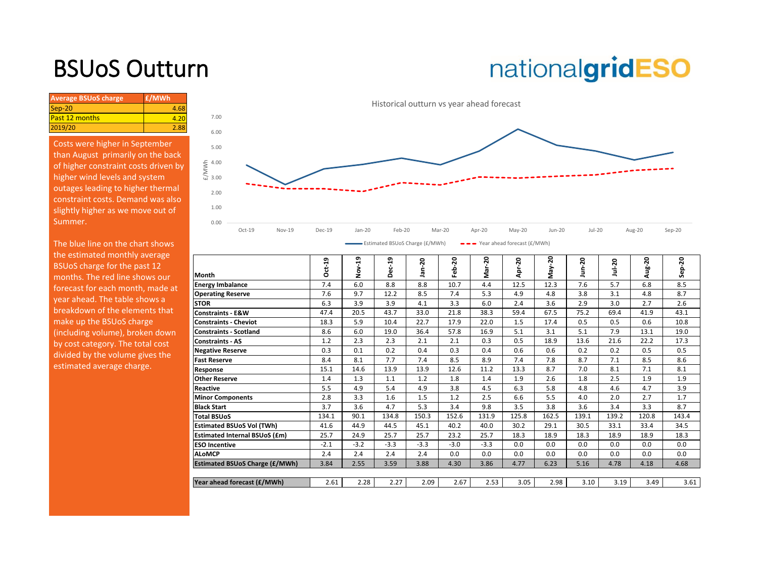# BSUoS Outturn

nationalgridESO

| Average BSUoS charge | £/MWh |
|---|---|
| Sep-20 | 4.68 |
| Past 12 months | 4.20 |
| 2019/20 | 2.88 |

Costs were higher in September than August primarily on the back of higher constraint costs driven by higher wind levels and system outages leading to higher thermal constraint costs. Demand was also slightly higher as we move out of Summer.

The blue line on the chart shows the estimated monthly average BSUoS charge for the past 12 months. The red line shows our forecast for each month, made at year ahead. The table shows a breakdown of the elements that make up the BSUoS charge (including volume), broken down by cost category. The total cost divided by the volume gives the estimated average charge.

Historical outturn vs year ahead forecast

| Month | Oct-19 | Nov-19 | Dec-19 | Jan-20 | Feb-20 | Mar-20 | Apr-20 | May-20 | Jun-20 | Jul-20 | Aug-20 | Sep-20 |
|---|---|---|---|---|---|---|---|---|---|---|---|---|
| **Energy Imbalance** | 7.4 | 6.0 | 8.8 | 8.8 | 10.7 | 4.4 | 12.5 | 12.3 | 7.6 | 5.7 | 6.8 | 8.5 |
| **Operating Reserve** | 7.6 | 9.7 | 12.2 | 8.5 | 7.4 | 5.3 | 4.9 | 4.8 | 3.8 | 3.1 | 4.8 | 8.7 |
| **STOR** | 6.3 | 3.9 | 3.9 | 4.1 | 3.3 | 6.0 | 2.4 | 3.6 | 2.9 | 3.0 | 2.7 | 2.6 |
| **Constraints - E&W** | 47.4 | 20.5 | 43.7 | 33.0 | 21.8 | 38.3 | 59.4 | 67.5 | 75.2 | 69.4 | 41.9 | 43.1 |
| **Constraints - Cheviot** | 18.3 | 5.9 | 10.4 | 22.7 | 17.9 | 22.0 | 1.5 | 17.4 | 0.5 | 0.5 | 0.6 | 10.8 |
| **Constraints - Scotland** | 8.6 | 6.0 | 19.0 | 36.4 | 57.8 | 16.9 | 5.1 | 3.1 | 5.1 | 7.9 | 13.1 | 19.0 |
| **Constraints - AS** | 1.2 | 2.3 | 2.3 | 2.1 | 2.1 | 0.3 | 0.5 | 18.9 | 13.6 | 21.6 | 22.2 | 17.3 |
| **Negative Reserve** | 0.3 | 0.1 | 0.2 | 0.4 | 0.3 | 0.4 | 0.6 | 0.6 | 0.2 | 0.2 | 0.5 | 0.5 |
| **Fast Reserve** | 8.4 | 8.1 | 7.7 | 7.4 | 8.5 | 8.9 | 7.4 | 7.8 | 8.7 | 7.1 | 8.5 | 8.6 |
| **Response** | 15.1 | 14.6 | 13.9 | 13.9 | 12.6 | 11.2 | 13.3 | 8.7 | 7.0 | 8.1 | 7.1 | 8.1 |
| **Other Reserve** | 1.4 | 1.3 | 1.1 | 1.2 | 1.8 | 1.4 | 1.9 | 2.6 | 1.8 | 2.5 | 1.9 | 1.9 |
| **Reactive** | 5.5 | 4.9 | 5.4 | 4.9 | 3.8 | 4.5 | 6.3 | 5.8 | 4.8 | 4.6 | 4.7 | 3.9 |
| **Minor Components** | 2.8 | 3.3 | 1.6 | 1.5 | 1.2 | 2.5 | 6.6 | 5.5 | 4.0 | 2.0 | 2.7 | 1.7 |
| **Black Start** | 3.7 | 3.6 | 4.7 | 5.3 | 3.4 | 9.8 | 3.5 | 3.8 | 3.6 | 3.4 | 3.3 | 8.7 |
| **Total BSUoS** | 134.1 | 90.1 | 134.8 | 150.3 | 152.6 | 131.9 | 125.8 | 162.5 | 139.1 | 139.2 | 120.8 | 143.4 |
| **Estimated BSUoS Vol (TWh)** | 41.6 | 44.9 | 44.5 | 45.1 | 40.2 | 40.0 | 30.2 | 29.1 | 30.5 | 33.1 | 33.4 | 34.5 |
| **Estimated Internal BSUoS (£m)** | 25.7 | 24.9 | 25.7 | 25.7 | 23.2 | 25.7 | 18.3 | 18.9 | 18.3 | 18.9 | 18.9 | 18.3 |
| **ESO Incentive** | -2.1 | -3.2 | -3.3 | -3.3 | -3.0 | -3.3 | 0.0 | 0.0 | 0.0 | 0.0 | 0.0 | 0.0 |
| **ALoMCP** | 2.4 | 2.4 | 2.4 | 2.4 | 0.0 | 0.0 | 0.0 | 0.0 | 0.0 | 0.0 | 0.0 | 0.0 |
| **Estimated BSUoS Charge (£/MWh)** | 3.84 | 2.55 | 3.59 | 3.88 | 4.30 | 3.86 | 4.77 | 6.23 | 5.16 | 4.78 | 4.18 | 4.68 |
| **Year ahead forecast (£/MWh)** | 2.61 | 2.28 | 2.27 | 2.09 | 2.67 | 2.53 | 3.05 | 2.98 | 3.10 | 3.19 | 3.49 | 3.61 |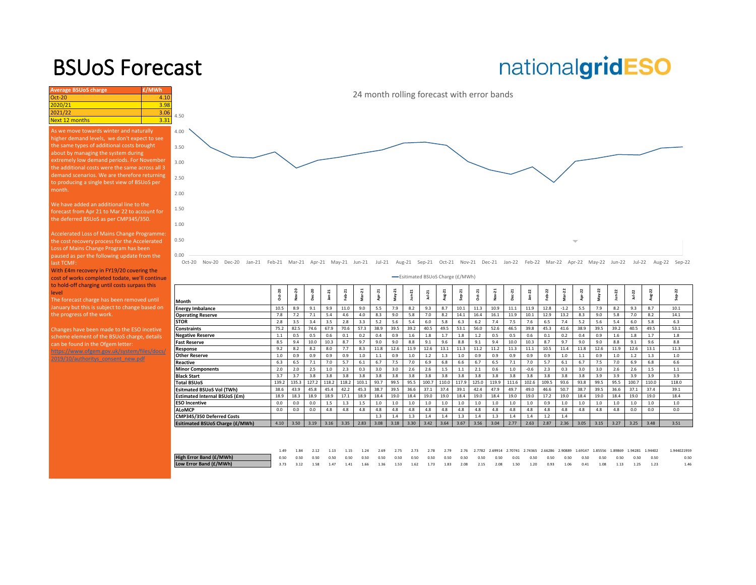# BSUoS Forecast

nationalgridESO

| Average BSUoS charge | £/MWh |
|---|---|
| Oct-20 | 4.10 |
| 2020/21 | 3.98 |
| 2021/22 | 3.06 |
| Next 12 months | 3.31 |

As we move towards winter and naturally higher demand levels, we don't expect to see the same types of additional costs brought about by managing the system during extremely low demand periods. For November the additional costs were the same across all 3 demand scenarios. We are therefore returning to producing a single best view of BSUoS per month.

We have added an additional line to the forecast from Apr 21 to Mar 22 to account for the deferred BSUoS as per CMP345/350.

Accelerated Loss of Mains Change Programme: the cost recovery process for the Accelerated Loss of Mains Change Program has been paused as per the following update from the last TCMF:
With £4m recovery in FY19/20 covering the cost of works completed todate, we'll continue to hold-off charging until costs surpass this level
The forecast charge has been removed until January but this is subject to change based on the progress of the work.

Changes have been made to the ESO incetive scheme element of the BSUoS charge, details can be found in the Ofgem letter:
https://www.ofgem.gov.uk/system/files/docs/2019/10/authoritys_consent_new.pdf

24 month rolling forecast with error bands

Esitimated BSUoS Charge (£/MWh)

| Month | Oct-20 | Nov-20 | Dec-20 | Jan-21 | Feb-21 | Mar-21 | Apr-21 | May-21 | Jun-21 | Jul-21 | Aug-21 | Sep-21 | Oct-21 | Nov-21 | Dec-21 | Jan-22 | Feb-22 | Mar-22 | Apr-22 | May-22 | Jun-22 | Jul-22 | Aug-22 | Sep-22 |
|---|---|---|---|---|---|---|---|---|---|---|---|---|---|---|---|---|---|---|---|---|---|---|---|---|
| Energy Imbalance | 10.5 | 8.9 | 9.1 | 9.9 | 11.0 | 9.0 | 5.5 | 7.9 | 8.2 | 9.3 | 8.7 | 10.1 | 11.3 | 10.9 | 11.1 | 11.9 | 12.8 | -1.2 | 5.5 | 7.9 | 8.2 | 9.3 | 8.7 | 10.1 |
| Operating Reserve | 7.8 | 7.2 | 7.1 | 5.4 | 4.6 | 4.0 | 8.3 | 9.0 | 5.8 | 7.0 | 8.2 | 14.1 | 16.4 | 16.1 | 11.9 | 10.1 | 12.9 | 13.2 | 8.3 | 9.0 | 5.8 | 7.0 | 8.2 | 14.1 |
| STOR | 2.8 | 3.5 | 3.4 | 3.5 | 2.8 | 3.3 | 5.2 | 5.6 | 5.4 | 6.0 | 5.8 | 6.3 | 6.2 | 7.4 | 7.5 | 7.6 | 6.5 | 7.4 | 5.2 | 5.6 | 5.4 | 6.0 | 5.8 | 6.3 |
| Constraints | 75.2 | 82.5 | 74.6 | 67.9 | 70.6 | 57.3 | 38.9 | 39.5 | 39.2 | 40.5 | 49.5 | 53.1 | 56.0 | 52.6 | 46.5 | 39.8 | 45.3 | 41.6 | 38.9 | 39.5 | 39.2 | 40.5 | 49.5 | 53.1 |
| Negative Reserve | 1.1 | 0.5 | 0.5 | 0.6 | 0.1 | 0.2 | 0.4 | 0.9 | 1.6 | 1.8 | 1.7 | 1.8 | 1.2 | 0.5 | 0.5 | 0.6 | 0.1 | 0.2 | 0.4 | 0.9 | 1.6 | 1.8 | 1.7 | 1.8 |
| Fast Reserve | 8.5 | 9.4 | 10.0 | 10.3 | 8.7 | 9.7 | 9.0 | 9.0 | 8.8 | 9.1 | 9.6 | 8.8 | 9.1 | 9.4 | 10.0 | 10.3 | 8.7 | 9.7 | 9.0 | 9.0 | 8.8 | 9.1 | 9.6 | 8.8 |
| Response | 9.2 | 8.2 | 8.2 | 8.0 | 7.7 | 8.3 | 11.8 | 12.6 | 11.9 | 12.6 | 13.1 | 11.3 | 11.2 | 11.2 | 11.3 | 11.1 | 10.5 | 11.4 | 11.8 | 12.6 | 11.9 | 12.6 | 13.1 | 11.3 |
| Other Reserve | 1.0 | 0.9 | 0.9 | 0.9 | 0.9 | 1.0 | 1.1 | 0.9 | 1.0 | 1.2 | 1.3 | 1.0 | 0.9 | 0.9 | 0.9 | 0.9 | 0.9 | 1.0 | 1.1 | 0.9 | 1.0 | 1.2 | 1.3 | 1.0 |
| Reactive | 6.3 | 6.5 | 7.1 | 7.0 | 5.7 | 6.1 | 6.7 | 7.5 | 7.0 | 6.9 | 6.8 | 6.6 | 6.7 | 6.5 | 7.1 | 7.0 | 5.7 | 6.1 | 6.7 | 7.5 | 7.0 | 6.9 | 6.8 | 6.6 |
| Minor Components | 2.0 | 2.0 | 2.5 | 1.0 | 2.3 | 0.3 | 3.0 | 3.0 | 2.6 | 2.6 | 1.5 | 1.1 | 2.1 | 0.6 | 1.0 | -0.6 | 2.3 | 0.3 | 3.0 | 3.0 | 2.6 | 2.6 | 1.5 | 1.1 |
| Black Start | 3.7 | 3.7 | 3.8 | 3.8 | 3.8 | 3.8 | 3.8 | 3.8 | 3.8 | 3.8 | 3.8 | 3.8 | 3.8 | 3.8 | 3.8 | 3.8 | 3.8 | 3.8 | 3.8 | 3.9 | 3.9 | 3.9 | 3.9 | 3.9 |
| Total BSUoS | 139.2 | 135.3 | 127.2 | 118.2 | 118.2 | 103.1 | 93.7 | 99.5 | 95.5 | 100.7 | 110.0 | 117.9 | 125.0 | 119.9 | 111.6 | 102.6 | 109.5 | 93.6 | 93.8 | 99.5 | 95.5 | 100.7 | 110.0 | 118.0 |
| Esitmated BSUoS Vol (TWh) | 38.6 | 43.9 | 45.8 | 45.4 | 42.2 | 45.3 | 38.7 | 39.5 | 36.6 | 37.1 | 37.4 | 39.1 | 42.4 | 47.9 | 49.7 | 49.0 | 46.6 | 50.7 | 38.7 | 39.5 | 36.6 | 37.1 | 37.4 | 39.1 |
| Estimated Internal BSUoS (£m) | 18.9 | 18.3 | 18.9 | 18.9 | 17.1 | 18.9 | 18.4 | 19.0 | 18.4 | 19.0 | 19.0 | 18.4 | 19.0 | 18.4 | 19.0 | 19.0 | 17.2 | 19.0 | 18.4 | 19.0 | 18.4 | 19.0 | 19.0 | 18.4 |
| ESO Incentive | 0.0 | 0.0 | 0.0 | 1.5 | 1.3 | 1.5 | 1.0 | 1.0 | 1.0 | 1.0 | 1.0 | 1.0 | 1.0 | 1.0 | 1.0 | 1.0 | 0.9 | 1.0 | 1.0 | 1.0 | 1.0 | 1.0 | 1.0 | 1.0 |
| ALoMCP | 0.0 | 0.0 | 0.0 | 4.8 | 4.8 | 4.8 | 4.8 | 4.8 | 4.8 | 4.8 | 4.8 | 4.8 | 4.8 | 4.8 | 4.8 | 4.8 | 4.8 | 4.8 | 4.8 | 4.8 | 4.8 | 0.0 | 0.0 | 0.0 |
| CMP345/350 Deferred Costs | | | | | | | 1.3 | 1.4 | 1.3 | 1.4 | 1.4 | 1.3 | 1.4 | 1.3 | 1.4 | 1.4 | 1.2 | 1.4 | | | | | | |
| Esitimated BSUoS Charge (£/MWh) | 4.10 | 3.50 | 3.19 | 3.16 | 3.35 | 2.83 | 3.08 | 3.18 | 3.30 | 3.42 | 3.64 | 3.67 | 3.56 | 3.04 | 2.77 | 2.63 | 2.87 | 2.36 | 3.05 | 3.15 | 3.27 | 3.25 | 3.48 | 3.51 |
| | 1.49 | 1.84 | 2.12 | 1.13 | 1.15 | 1.24 | 2.69 | 2.75 | 2.73 | 2.78 | 2.79 | 2.76 | 2.7782 | 2.69914 | 2.70741 | 2.74365 | 2.66286 | 2.90889 | 1.69147 | 1.85556 | 1.89869 | 1.94281 | 1.94402 | 1.944021959 |
| High Error Band (£/MWh) | 0.50 | 0.50 | 0.50 | 0.50 | 0.50 | 0.50 | 0.50 | 0.50 | 0.50 | 0.50 | 0.50 | 0.50 | 0.50 | 0.50 | 0.01 | 0.50 | 0.50 | 0.50 | 0.50 | 0.50 | 0.50 | 0.50 | 0.50 | 0.50 |
| Low Error Band (£/MWh) | 3.73 | 3.12 | 1.58 | 1.47 | 1.41 | 1.66 | 1.36 | 1.53 | 1.62 | 1.73 | 1.83 | 2.08 | 2.15 | 2.08 | 1.50 | 1.20 | 0.93 | 1.06 | 0.41 | 1.08 | 1.13 | 1.25 | 1.23 | 1.46 |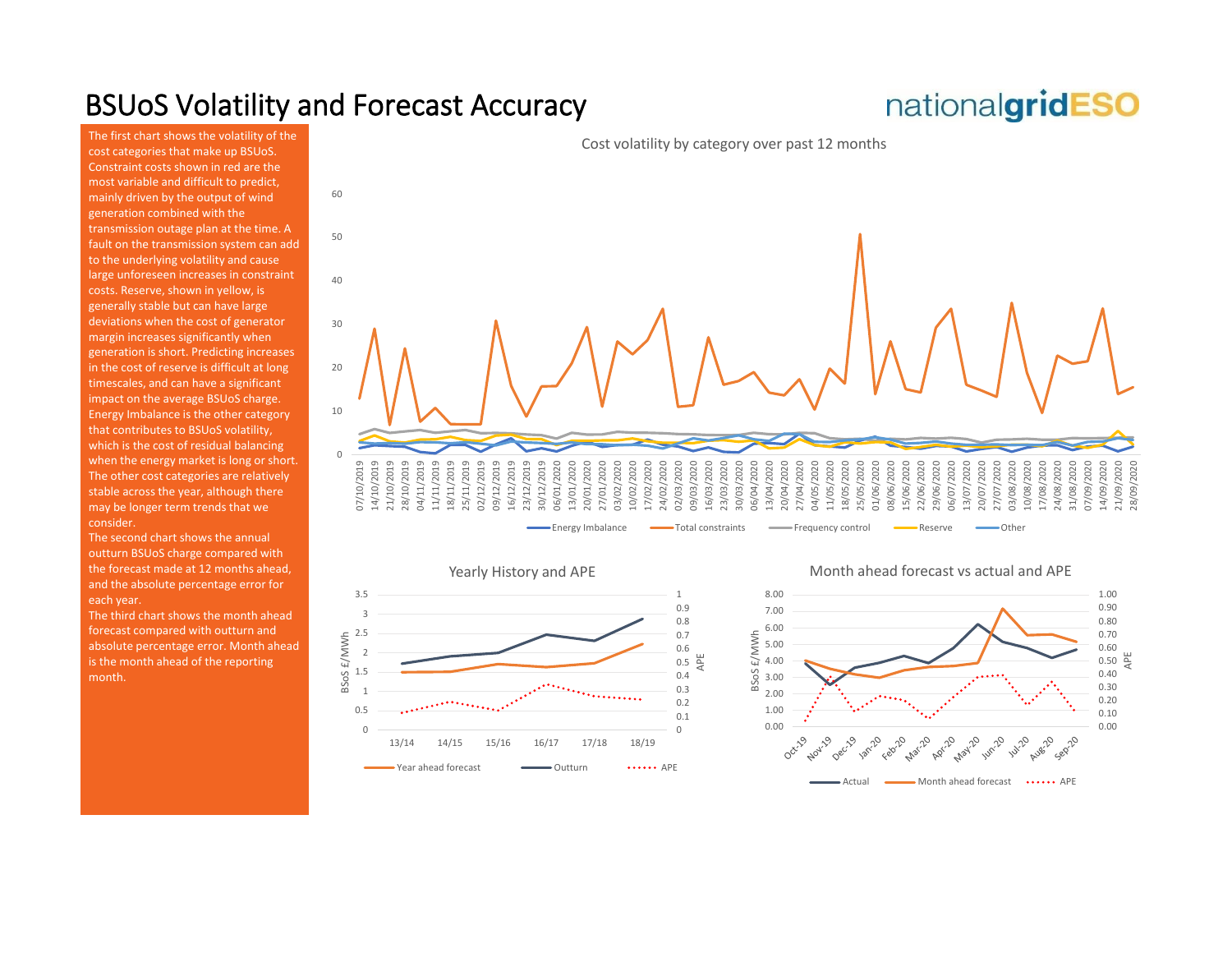# BSUoS Volatility and Forecast Accuracy

nationalgridESO

The first chart shows the volatility of the cost categories that make up BSUoS. Constraint costs shown in red are the most variable and difficult to predict, mainly driven by the output of wind generation combined with the transmission outage plan at the time. A fault on the transmission system can add to the underlying volatility and cause large unforeseen increases in constraint costs. Reserve, shown in yellow, is generally stable but can have large deviations when the cost of generator margin increases significantly when generation is short. Predicting increases in the cost of reserve is difficult at long timescales, and can have a significant impact on the average BSUoS charge. Energy Imbalance is the other category that contributes to BSUoS volatility, which is the cost of residual balancing when the energy market is long or short. The other cost categories are relatively stable across the year, although there may be longer term trends that we consider.

The second chart shows the annual outturn BSUoS charge compared with the forecast made at 12 months ahead, and the absolute percentage error for each year.

The third chart shows the month ahead forecast compared with outturn and absolute percentage error. Month ahead is the month ahead of the reporting month.

Cost volatility by category over past 12 months

60
50
40
30
20
10
0

07/10/2019 14/10/2019 21/10/2019 28/10/2019 04/11/2019 11/11/2019 18/11/2019 25/11/2019 02/12/2019 09/12/2019 16/12/2019 23/12/2019 30/12/2019 06/01/2020 13/01/2020 20/01/2020 27/01/2020 03/02/2020 10/02/2020 17/02/2020 24/02/2020 02/03/2020 09/03/2020 16/03/2020 23/03/2020 30/03/2020 06/04/2020 13/04/2020 20/04/2020 27/04/2020 04/05/2020 11/05/2020 18/05/2020 25/05/2020 01/06/2020 08/06/2020 15/06/2020 22/06/2020 29/06/2020 06/07/2020 13/07/2020 20/07/2020 27/07/2020 03/08/2020 10/08/2020 17/08/2020 24/08/2020 31/08/2020 07/09/2020 14/09/2020 21/09/2020 28/09/2020

Energy Imbalance, Total constraints, Frequency control, Reserve, Other

Yearly History and APE

BSoS £/MWh: 3.5, 3, 2.5, 2, 1.5, 1, 0.5, 0
APE: 1, 0.9, 0.8, 0.7, 0.6, 0.5, 0.4, 0.3, 0.2, 0.1, 0

13/14 14/15 15/16 16/17 17/18 18/19

Year ahead forecast, Outturn, APE

Month ahead forecast vs actual and APE

BSoS £/MWh: 8.00, 7.00, 6.00, 5.00, 4.00, 3.00, 2.00, 1.00, 0.00
APE: 1.00, 0.90, 0.80, 0.70, 0.60, 0.50, 0.40, 0.30, 0.20, 0.10, 0.00

Oct-19 Nov-19 Dec-19 Jan-20 Feb-20 Mar-20 Apr-20 May-20 Jun-20 Jul-20 Aug-20 Sep-20

Actual, Month ahead forecast, APE